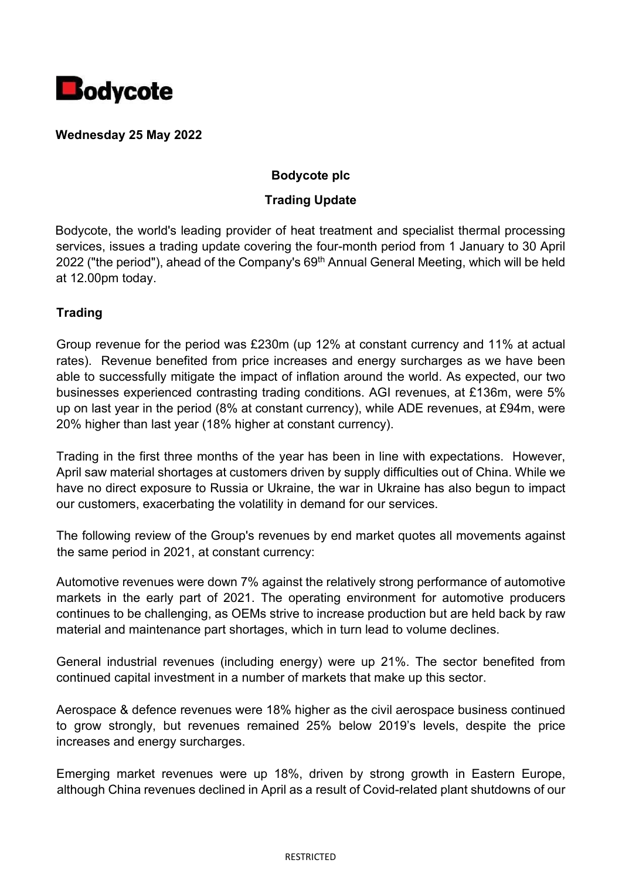**Bodycote**

**Wednesday 25 May 2022**

**Bodycote plc**

**Trading Update**

Bodycote, the world's leading provider of heat treatment and specialist thermal processing services, issues a trading update covering the four-month period from 1 January to 30 April 2022 ("the period"), ahead of the Company's 69th Annual General Meeting, which will be held at 12.00pm today.

## Trading

Group revenue for the period was £230m (up 12% at constant currency and 11% at actual rates). Revenue benefited from price increases and energy surcharges as we have been able to successfully mitigate the impact of inflation around the world. As expected, our two businesses experienced contrasting trading conditions. AGI revenues, at £136m, were 5% up on last year in the period (8% at constant currency), while ADE revenues, at £94m, were 20% higher than last year (18% higher at constant currency).

Trading in the first three months of the year has been in line with expectations. However, April saw material shortages at customers driven by supply difficulties out of China. While we have no direct exposure to Russia or Ukraine, the war in Ukraine has also begun to impact our customers, exacerbating the volatility in demand for our services.

The following review of the Group's revenues by end market quotes all movements against the same period in 2021, at constant currency:

Automotive revenues were down 7% against the relatively strong performance of automotive markets in the early part of 2021. The operating environment for automotive producers continues to be challenging, as OEMs strive to increase production but are held back by raw material and maintenance part shortages, which in turn lead to volume declines.

General industrial revenues (including energy) were up 21%. The sector benefited from continued capital investment in a number of markets that make up this sector.

Aerospace & defence revenues were 18% higher as the civil aerospace business continued to grow strongly, but revenues remained 25% below 2019's levels, despite the price increases and energy surcharges.

Emerging market revenues were up 18%, driven by strong growth in Eastern Europe, although China revenues declined in April as a result of Covid-related plant shutdowns of our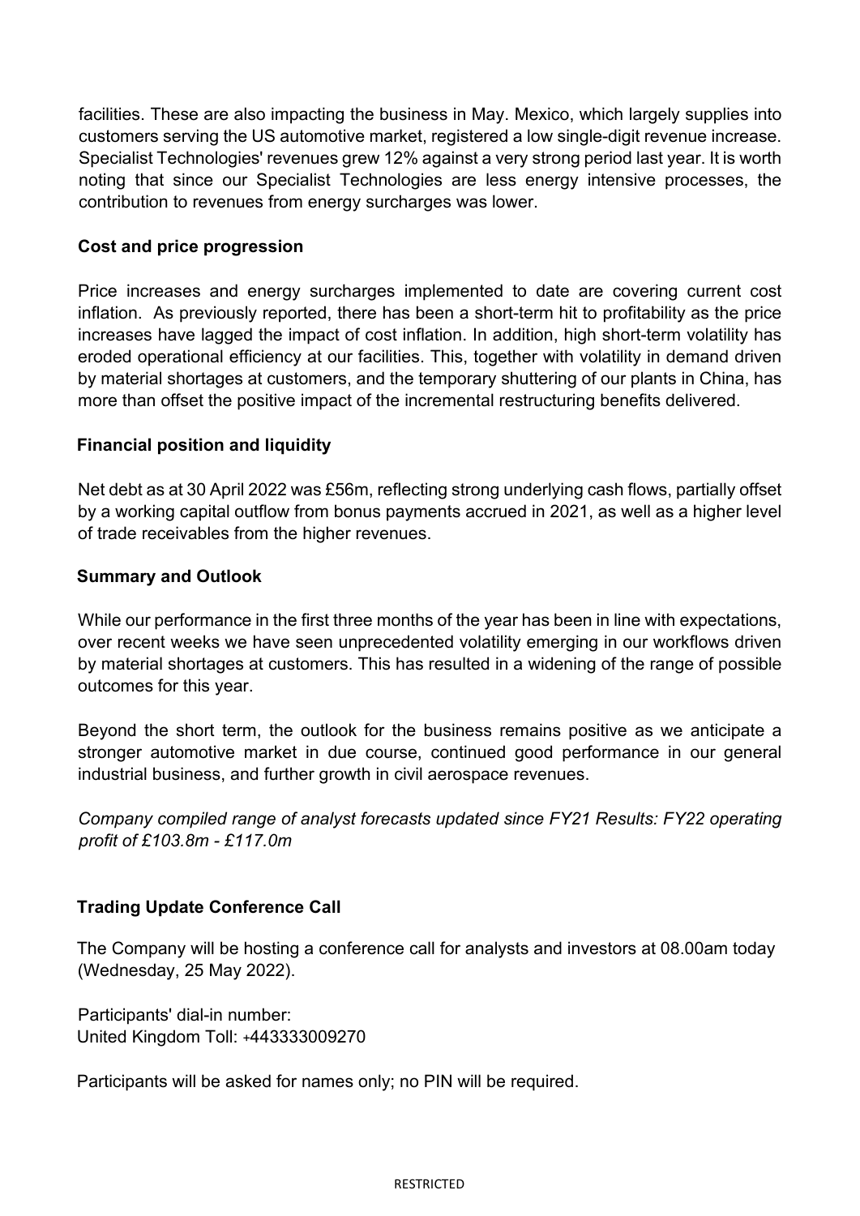facilities. These are also impacting the business in May. Mexico, which largely supplies into customers serving the US automotive market, registered a low single-digit revenue increase. Specialist Technologies' revenues grew 12% against a very strong period last year. It is worth noting that since our Specialist Technologies are less energy intensive processes, the contribution to revenues from energy surcharges was lower.

**Cost and price progression**

Price increases and energy surcharges implemented to date are covering current cost inflation. As previously reported, there has been a short-term hit to profitability as the price increases have lagged the impact of cost inflation. In addition, high short-term volatility has eroded operational efficiency at our facilities. This, together with volatility in demand driven by material shortages at customers, and the temporary shuttering of our plants in China, has more than offset the positive impact of the incremental restructuring benefits delivered.

**Financial position and liquidity**

Net debt as at 30 April 2022 was £56m, reflecting strong underlying cash flows, partially offset by a working capital outflow from bonus payments accrued in 2021, as well as a higher level of trade receivables from the higher revenues.

**Summary and Outlook**

While our performance in the first three months of the year has been in line with expectations, over recent weeks we have seen unprecedented volatility emerging in our workflows driven by material shortages at customers. This has resulted in a widening of the range of possible outcomes for this year.

Beyond the short term, the outlook for the business remains positive as we anticipate a stronger automotive market in due course, continued good performance in our general industrial business, and further growth in civil aerospace revenues.

*Company compiled range of analyst forecasts updated since FY21 Results: FY22 operating profit of £103.8m - £117.0m*

**Trading Update Conference Call**

The Company will be hosting a conference call for analysts and investors at 08.00am today (Wednesday, 25 May 2022).

Participants' dial-in number:
United Kingdom Toll: +443333009270

Participants will be asked for names only; no PIN will be required.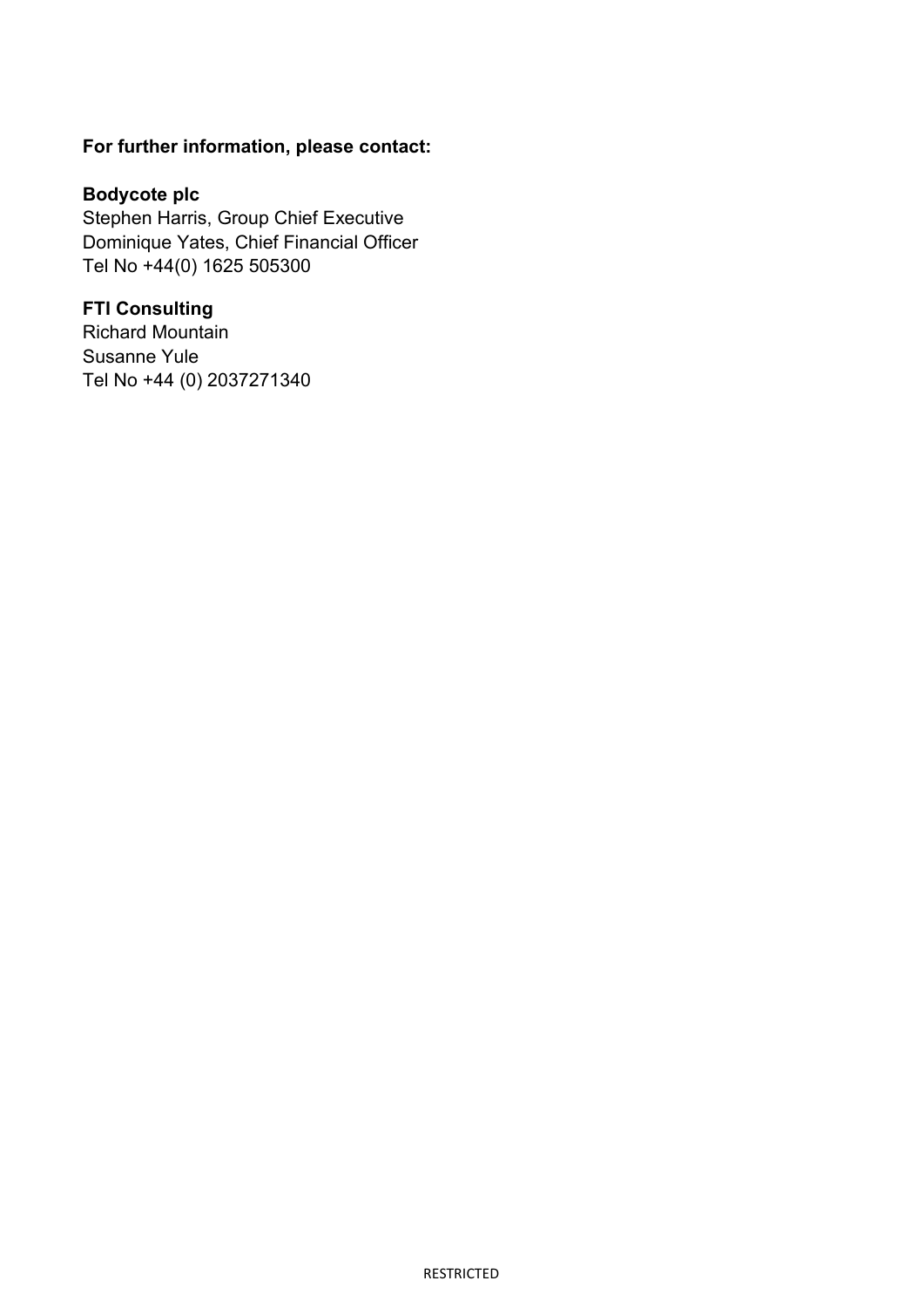**For further information, please contact:**

**Bodycote plc**
Stephen Harris, Group Chief Executive
Dominique Yates, Chief Financial Officer
Tel No +44(0) 1625 505300

**FTI Consulting**
Richard Mountain
Susanne Yule
Tel No +44 (0) 2037271340

RESTRICTED